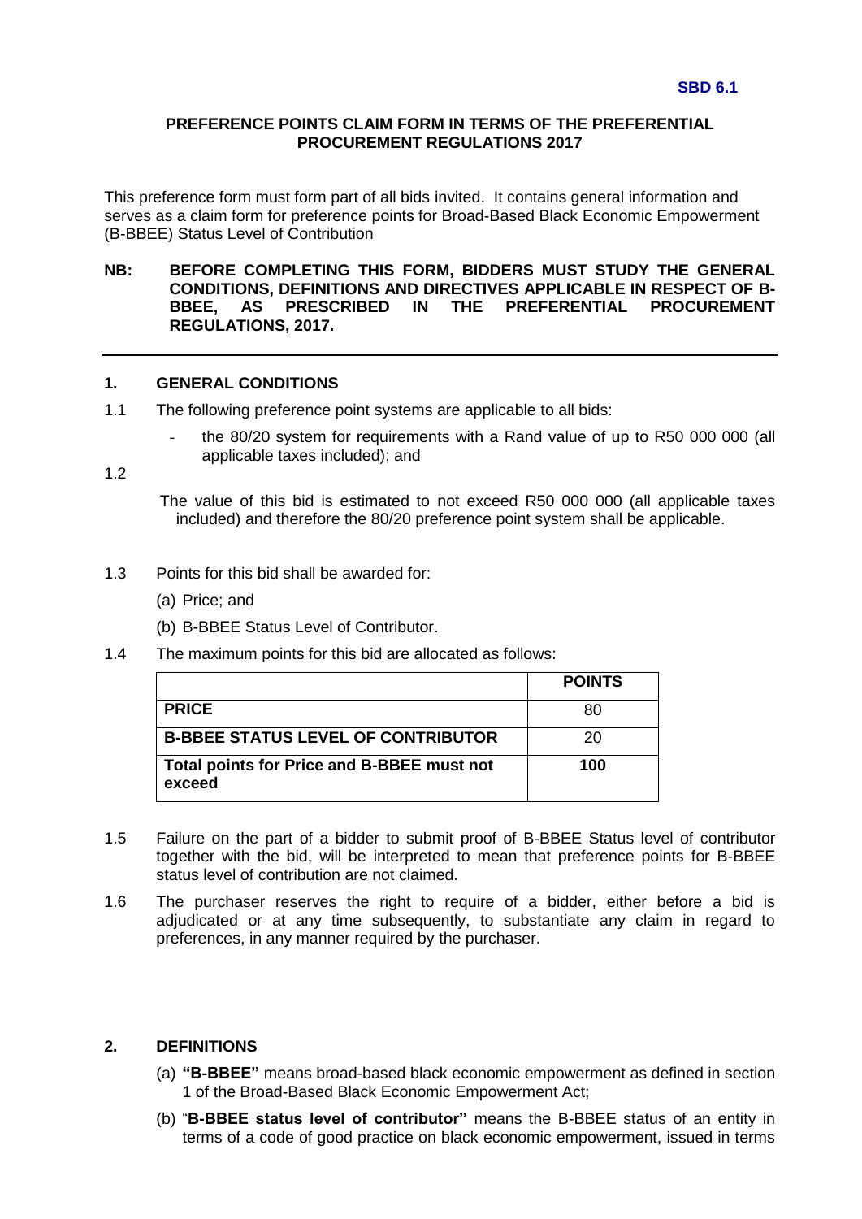**SBD 6.1**

## PREFERENCE POINTS CLAIM FORM IN TERMS OF THE PREFERENTIAL PROCUREMENT REGULATIONS 2017

This preference form must form part of all bids invited. It contains general information and serves as a claim form for preference points for Broad-Based Black Economic Empowerment (B-BBEE) Status Level of Contribution

**NB: BEFORE COMPLETING THIS FORM, BIDDERS MUST STUDY THE GENERAL CONDITIONS, DEFINITIONS AND DIRECTIVES APPLICABLE IN RESPECT OF B-BBEE, AS PRESCRIBED IN THE PREFERENTIAL PROCUREMENT REGULATIONS, 2017.**

---

### 1. GENERAL CONDITIONS

1.1 The following preference point systems are applicable to all bids:

- the 80/20 system for requirements with a Rand value of up to R50 000 000 (all applicable taxes included); and

1.2 The value of this bid is estimated to not exceed R50 000 000 (all applicable taxes included) and therefore the 80/20 preference point system shall be applicable.

1.3 Points for this bid shall be awarded for:

(a) Price; and

(b) B-BBEE Status Level of Contributor.

1.4 The maximum points for this bid are allocated as follows:

| | **POINTS** |
|---|---|
| **PRICE** | 80 |
| **B-BBEE STATUS LEVEL OF CONTRIBUTOR** | 20 |
| **Total points for Price and B-BBEE must not exceed** | **100** |

1.5 Failure on the part of a bidder to submit proof of B-BBEE Status level of contributor together with the bid, will be interpreted to mean that preference points for B-BBEE status level of contribution are not claimed.

1.6 The purchaser reserves the right to require of a bidder, either before a bid is adjudicated or at any time subsequently, to substantiate any claim in regard to preferences, in any manner required by the purchaser.

### 2. DEFINITIONS

(a) **"B-BBEE"** means broad-based black economic empowerment as defined in section 1 of the Broad-Based Black Economic Empowerment Act;

(b) "**B-BBEE status level of contributor"** means the B-BBEE status of an entity in terms of a code of good practice on black economic empowerment, issued in terms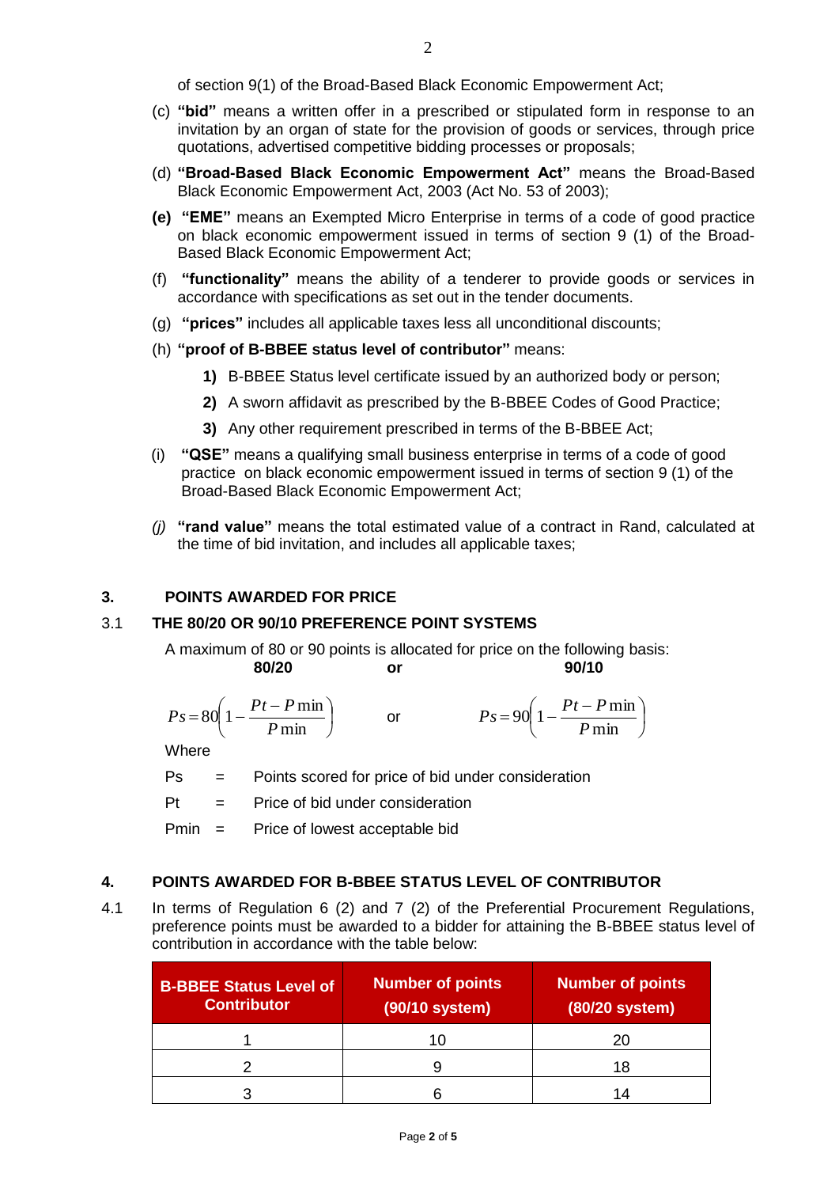of section 9(1) of the Broad-Based Black Economic Empowerment Act;

(c) **"bid"** means a written offer in a prescribed or stipulated form in response to an invitation by an organ of state for the provision of goods or services, through price quotations, advertised competitive bidding processes or proposals;

(d) **"Broad-Based Black Economic Empowerment Act"** means the Broad-Based Black Economic Empowerment Act, 2003 (Act No. 53 of 2003);

**(e)** **"EME"** means an Exempted Micro Enterprise in terms of a code of good practice on black economic empowerment issued in terms of section 9 (1) of the Broad-Based Black Economic Empowerment Act;

(f) **"functionality"** means the ability of a tenderer to provide goods or services in accordance with specifications as set out in the tender documents.

(g) **"prices"** includes all applicable taxes less all unconditional discounts;

(h) **"proof of B-BBEE status level of contributor"** means:

**1)** B-BBEE Status level certificate issued by an authorized body or person;

**2)** A sworn affidavit as prescribed by the B-BBEE Codes of Good Practice;

**3)** Any other requirement prescribed in terms of the B-BBEE Act;

(i) **"QSE"** means a qualifying small business enterprise in terms of a code of good practice on black economic empowerment issued in terms of section 9 (1) of the Broad-Based Black Economic Empowerment Act;

*(j)* **"rand value"** means the total estimated value of a contract in Rand, calculated at the time of bid invitation, and includes all applicable taxes;

## 3. POINTS AWARDED FOR PRICE

### 3.1 THE 80/20 OR 90/10 PREFERENCE POINT SYSTEMS

A maximum of 80 or 90 points is allocated for price on the following basis:

**80/20** **or** **90/10**

$$Ps = 80\left(1 - \frac{Pt - P\min}{P\min}\right) \quad \text{or} \quad Ps = 90\left(1 - \frac{Pt - P\min}{P\min}\right)$$

Where

Ps = Points scored for price of bid under consideration

Pt = Price of bid under consideration

Pmin = Price of lowest acceptable bid

## 4. POINTS AWARDED FOR B-BBEE STATUS LEVEL OF CONTRIBUTOR

4.1 In terms of Regulation 6 (2) and 7 (2) of the Preferential Procurement Regulations, preference points must be awarded to a bidder for attaining the B-BBEE status level of contribution in accordance with the table below:

| B-BBEE Status Level of Contributor | Number of points (90/10 system) | Number of points (80/20 system) |
|---|---|---|
| 1 | 10 | 20 |
| 2 | 9 | 18 |
| 3 | 6 | 14 |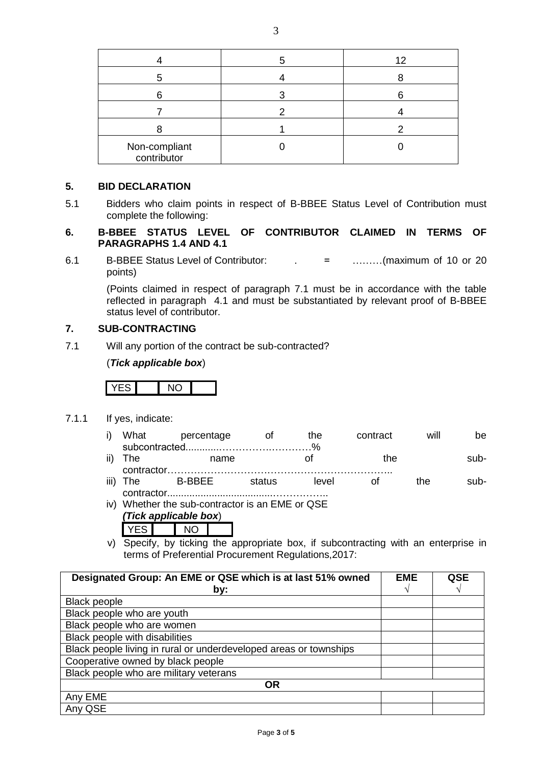| | | |
|---|---|---|
| 4 | 5 | 12 |
| 5 | 4 | 8 |
| 6 | 3 | 6 |
| 7 | 2 | 4 |
| 8 | 1 | 2 |
| Non-compliant contributor | 0 | 0 |

## 5. BID DECLARATION

5.1 Bidders who claim points in respect of B-BBEE Status Level of Contribution must complete the following:

## 6. B-BBEE STATUS LEVEL OF CONTRIBUTOR CLAIMED IN TERMS OF PARAGRAPHS 1.4 AND 4.1

6.1 B-BBEE Status Level of Contributor: . = ………(maximum of 10 or 20 points)

(Points claimed in respect of paragraph 7.1 must be in accordance with the table reflected in paragraph 4.1 and must be substantiated by relevant proof of B-BBEE status level of contributor.

## 7. SUB-CONTRACTING

7.1 Will any portion of the contract be sub-contracted?

(***Tick applicable box***)

| YES | | NO | |
|---|---|---|---|

7.1.1 If yes, indicate:

i) What percentage of the contract will be subcontracted............…………….…………%

ii) The name of the sub-contractor…………………………………………………………..

iii) The B-BBEE status level of the sub-contractor......................................……………..

iv) Whether the sub-contractor is an EME or QSE

***(Tick applicable box***)

| YES | | NO | |
|---|---|---|---|

v) Specify, by ticking the appropriate box, if subcontracting with an enterprise in terms of Preferential Procurement Regulations,2017:

| Designated Group: An EME or QSE which is at last 51% owned by: | EME √ | QSE √ |
|---|---|---|
| Black people | | |
| Black people who are youth | | |
| Black people who are women | | |
| Black people with disabilities | | |
| Black people living in rural or underdeveloped areas or townships | | |
| Cooperative owned by black people | | |
| Black people who are military veterans | | |
| **OR** | | |
| Any EME | | |
| Any QSE | | |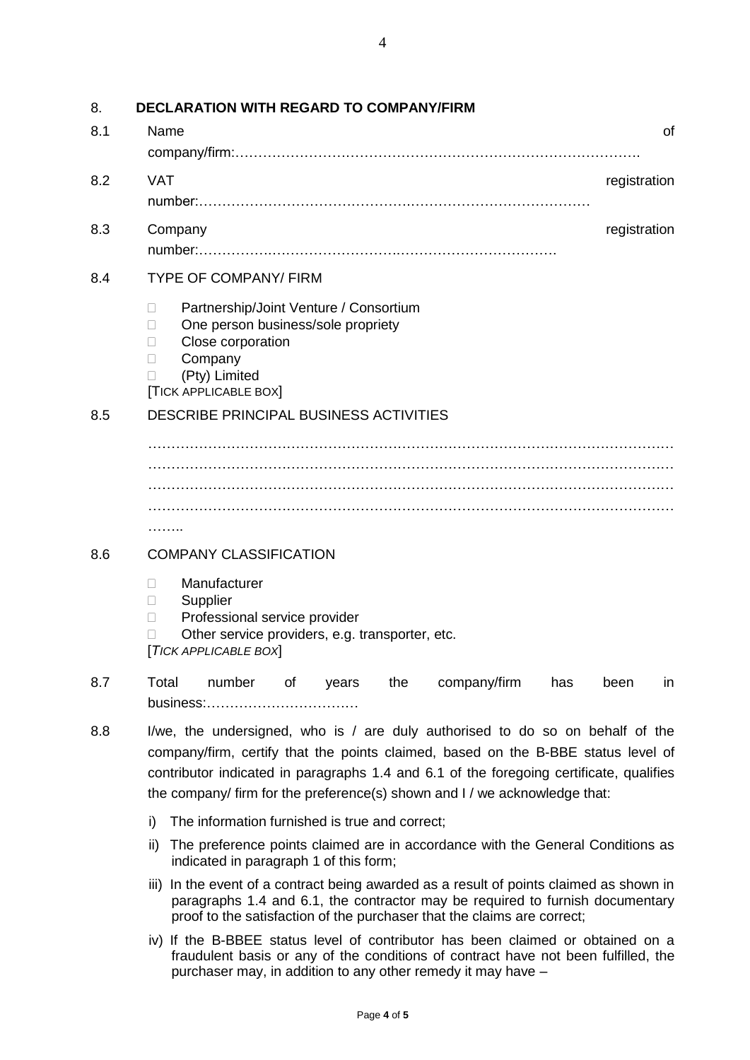## 8. DECLARATION WITH REGARD TO COMPANY/FIRM

8.1 Name of company/firm:…………………………………………………………………………….

8.2 VAT registration number:……………………………………….…………………………………

8.3 Company registration number:…………….……………………….…………………………….

8.4 TYPE OF COMPANY/ FIRM

- ☐ Partnership/Joint Venture / Consortium
- ☐ One person business/sole propriety
- ☐ Close corporation
- ☐ Company
- ☐ (Pty) Limited

[TICK APPLICABLE BOX]

8.5 DESCRIBE PRINCIPAL BUSINESS ACTIVITIES

…………………………………………………………………………………………………………
…………………………………………………………………………………………………………
…………………………………………………………………………………………………………
…………………………………………………………………………………………………………
……..

8.6 COMPANY CLASSIFICATION

- ☐ Manufacturer
- ☐ Supplier
- ☐ Professional service provider
- ☐ Other service providers, e.g. transporter, etc.

[*TICK APPLICABLE BOX*]

8.7 Total number of years the company/firm has been in business:……………………………

8.8 I/we, the undersigned, who is / are duly authorised to do so on behalf of the company/firm, certify that the points claimed, based on the B-BBE status level of contributor indicated in paragraphs 1.4 and 6.1 of the foregoing certificate, qualifies the company/ firm for the preference(s) shown and I / we acknowledge that:

i) The information furnished is true and correct;

ii) The preference points claimed are in accordance with the General Conditions as indicated in paragraph 1 of this form;

iii) In the event of a contract being awarded as a result of points claimed as shown in paragraphs 1.4 and 6.1, the contractor may be required to furnish documentary proof to the satisfaction of the purchaser that the claims are correct;

iv) If the B-BBEE status level of contributor has been claimed or obtained on a fraudulent basis or any of the conditions of contract have not been fulfilled, the purchaser may, in addition to any other remedy it may have –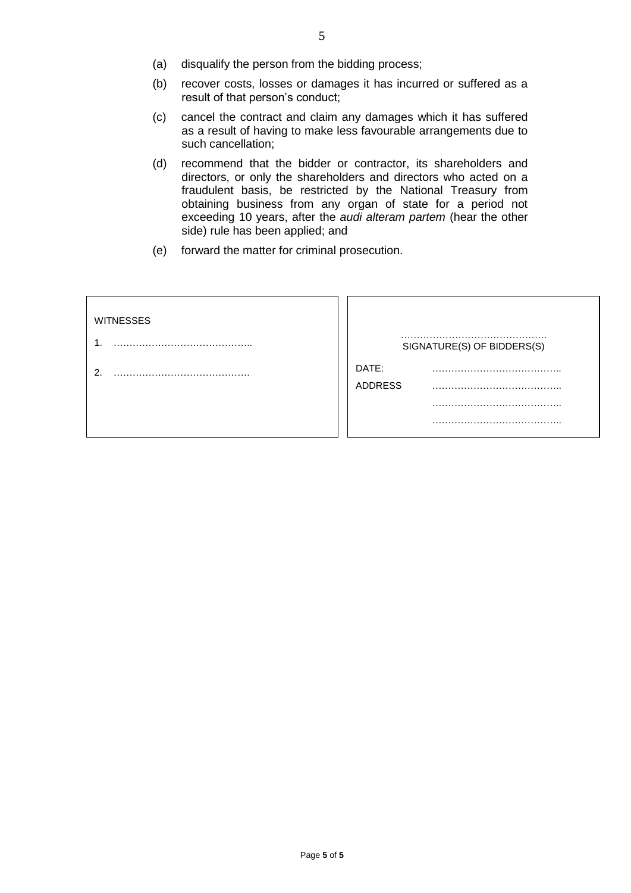(a) disqualify the person from the bidding process;

(b) recover costs, losses or damages it has incurred or suffered as a result of that person's conduct;

(c) cancel the contract and claim any damages which it has suffered as a result of having to make less favourable arrangements due to such cancellation;

(d) recommend that the bidder or contractor, its shareholders and directors, or only the shareholders and directors who acted on a fraudulent basis, be restricted by the National Treasury from obtaining business from any organ of state for a period not exceeding 10 years, after the *audi alteram partem* (hear the other side) rule has been applied; and

(e) forward the matter for criminal prosecution.

| | |
|---|---|
| WITNESSES | ……………………………………… SIGNATURE(S) OF BIDDERS(S) |
| 1. …………………………………….. | DATE: ………………………………….. |
| 2. ……………………………………. | ADDRESS ………………………………….. |
| | ………………………………….. |
| | ………………………………….. |